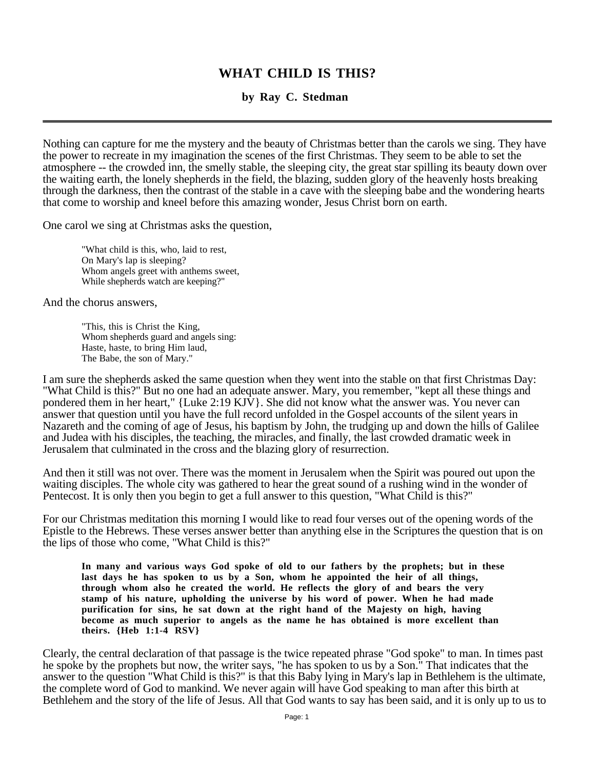# WHAT CHILD IS THIS?

### by Ray C. Stedman

---

Nothing can capture for me the mystery and the beauty of Christmas better than the carols we sing. They have the power to recreate in my imagination the scenes of the first Christmas. They seem to be able to set the atmosphere -- the crowded inn, the smelly stable, the sleeping city, the great star spilling its beauty down over the waiting earth, the lonely shepherds in the field, the blazing, sudden glory of the heavenly hosts breaking through the darkness, then the contrast of the stable in a cave with the sleeping babe and the wondering hearts that come to worship and kneel before this amazing wonder, Jesus Christ born on earth.

One carol we sing at Christmas asks the question,

> "What child is this, who, laid to rest,
> On Mary's lap is sleeping?
> Whom angels greet with anthems sweet,
> While shepherds watch are keeping?"

And the chorus answers,

> "This, this is Christ the King,
> Whom shepherds guard and angels sing:
> Haste, haste, to bring Him laud,
> The Babe, the son of Mary."

I am sure the shepherds asked the same question when they went into the stable on that first Christmas Day: "What Child is this?" But no one had an adequate answer. Mary, you remember, "kept all these things and pondered them in her heart," {Luke 2:19 KJV}. She did not know what the answer was. You never can answer that question until you have the full record unfolded in the Gospel accounts of the silent years in Nazareth and the coming of age of Jesus, his baptism by John, the trudging up and down the hills of Galilee and Judea with his disciples, the teaching, the miracles, and finally, the last crowded dramatic week in Jerusalem that culminated in the cross and the blazing glory of resurrection.

And then it still was not over. There was the moment in Jerusalem when the Spirit was poured out upon the waiting disciples. The whole city was gathered to hear the great sound of a rushing wind in the wonder of Pentecost. It is only then you begin to get a full answer to this question, "What Child is this?"

For our Christmas meditation this morning I would like to read four verses out of the opening words of the Epistle to the Hebrews. These verses answer better than anything else in the Scriptures the question that is on the lips of those who come, "What Child is this?"

> **In many and various ways God spoke of old to our fathers by the prophets; but in these last days he has spoken to us by a Son, whom he appointed the heir of all things, through whom also he created the world. He reflects the glory of and bears the very stamp of his nature, upholding the universe by his word of power. When he had made purification for sins, he sat down at the right hand of the Majesty on high, having become as much superior to angels as the name he has obtained is more excellent than theirs. {Heb 1:1-4 RSV}**

Clearly, the central declaration of that passage is the twice repeated phrase "God spoke" to man. In times past he spoke by the prophets but now, the writer says, "he has spoken to us by a Son." That indicates that the answer to the question "What Child is this?" is that this Baby lying in Mary's lap in Bethlehem is the ultimate, the complete word of God to mankind. We never again will have God speaking to man after this birth at Bethlehem and the story of the life of Jesus. All that God wants to say has been said, and it is only up to us to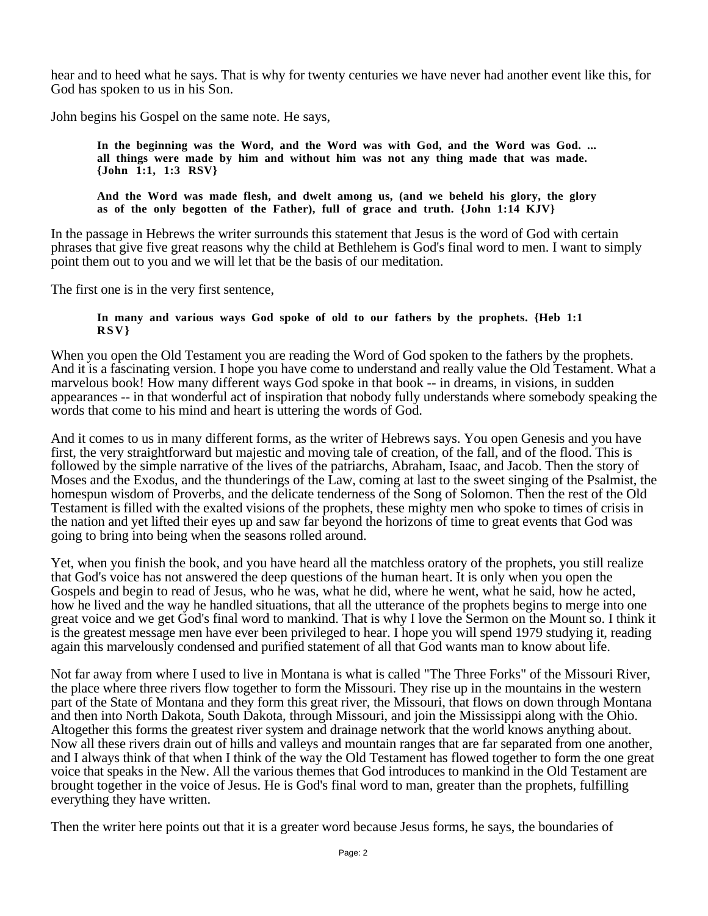hear and to heed what he says. That is why for twenty centuries we have never had another event like this, for God has spoken to us in his Son.

John begins his Gospel on the same note. He says,

> **In the beginning was the Word, and the Word was with God, and the Word was God. ... all things were made by him and without him was not any thing made that was made. {John 1:1, 1:3 RSV}**

> **And the Word was made flesh, and dwelt among us, (and we beheld his glory, the glory as of the only begotten of the Father), full of grace and truth. {John 1:14 KJV}**

In the passage in Hebrews the writer surrounds this statement that Jesus is the word of God with certain phrases that give five great reasons why the child at Bethlehem is God's final word to men. I want to simply point them out to you and we will let that be the basis of our meditation.

The first one is in the very first sentence,

> **In many and various ways God spoke of old to our fathers by the prophets. {Heb 1:1 RSV}**

When you open the Old Testament you are reading the Word of God spoken to the fathers by the prophets. And it is a fascinating version. I hope you have come to understand and really value the Old Testament. What a marvelous book! How many different ways God spoke in that book -- in dreams, in visions, in sudden appearances -- in that wonderful act of inspiration that nobody fully understands where somebody speaking the words that come to his mind and heart is uttering the words of God.

And it comes to us in many different forms, as the writer of Hebrews says. You open Genesis and you have first, the very straightforward but majestic and moving tale of creation, of the fall, and of the flood. This is followed by the simple narrative of the lives of the patriarchs, Abraham, Isaac, and Jacob. Then the story of Moses and the Exodus, and the thunderings of the Law, coming at last to the sweet singing of the Psalmist, the homespun wisdom of Proverbs, and the delicate tenderness of the Song of Solomon. Then the rest of the Old Testament is filled with the exalted visions of the prophets, these mighty men who spoke to times of crisis in the nation and yet lifted their eyes up and saw far beyond the horizons of time to great events that God was going to bring into being when the seasons rolled around.

Yet, when you finish the book, and you have heard all the matchless oratory of the prophets, you still realize that God's voice has not answered the deep questions of the human heart. It is only when you open the Gospels and begin to read of Jesus, who he was, what he did, where he went, what he said, how he acted, how he lived and the way he handled situations, that all the utterance of the prophets begins to merge into one great voice and we get God's final word to mankind. That is why I love the Sermon on the Mount so. I think it is the greatest message men have ever been privileged to hear. I hope you will spend 1979 studying it, reading again this marvelously condensed and purified statement of all that God wants man to know about life.

Not far away from where I used to live in Montana is what is called "The Three Forks" of the Missouri River, the place where three rivers flow together to form the Missouri. They rise up in the mountains in the western part of the State of Montana and they form this great river, the Missouri, that flows on down through Montana and then into North Dakota, South Dakota, through Missouri, and join the Mississippi along with the Ohio. Altogether this forms the greatest river system and drainage network that the world knows anything about. Now all these rivers drain out of hills and valleys and mountain ranges that are far separated from one another, and I always think of that when I think of the way the Old Testament has flowed together to form the one great voice that speaks in the New. All the various themes that God introduces to mankind in the Old Testament are brought together in the voice of Jesus. He is God's final word to man, greater than the prophets, fulfilling everything they have written.

Then the writer here points out that it is a greater word because Jesus forms, he says, the boundaries of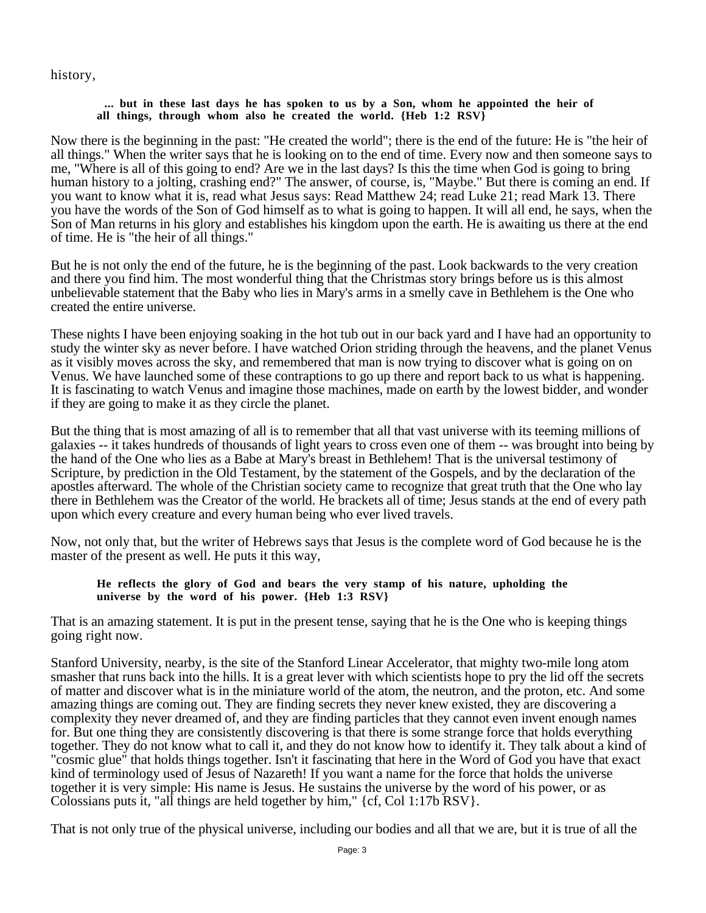history,

> **... but in these last days he has spoken to us by a Son, whom he appointed the heir of all things, through whom also he created the world. {Heb 1:2 RSV}**

Now there is the beginning in the past: "He created the world"; there is the end of the future: He is "the heir of all things." When the writer says that he is looking on to the end of time. Every now and then someone says to me, "Where is all of this going to end? Are we in the last days? Is this the time when God is going to bring human history to a jolting, crashing end?" The answer, of course, is, "Maybe." But there is coming an end. If you want to know what it is, read what Jesus says: Read Matthew 24; read Luke 21; read Mark 13. There you have the words of the Son of God himself as to what is going to happen. It will all end, he says, when the Son of Man returns in his glory and establishes his kingdom upon the earth. He is awaiting us there at the end of time. He is "the heir of all things."

But he is not only the end of the future, he is the beginning of the past. Look backwards to the very creation and there you find him. The most wonderful thing that the Christmas story brings before us is this almost unbelievable statement that the Baby who lies in Mary's arms in a smelly cave in Bethlehem is the One who created the entire universe.

These nights I have been enjoying soaking in the hot tub out in our back yard and I have had an opportunity to study the winter sky as never before. I have watched Orion striding through the heavens, and the planet Venus as it visibly moves across the sky, and remembered that man is now trying to discover what is going on on Venus. We have launched some of these contraptions to go up there and report back to us what is happening. It is fascinating to watch Venus and imagine those machines, made on earth by the lowest bidder, and wonder if they are going to make it as they circle the planet.

But the thing that is most amazing of all is to remember that all that vast universe with its teeming millions of galaxies -- it takes hundreds of thousands of light years to cross even one of them -- was brought into being by the hand of the One who lies as a Babe at Mary's breast in Bethlehem! That is the universal testimony of Scripture, by prediction in the Old Testament, by the statement of the Gospels, and by the declaration of the apostles afterward. The whole of the Christian society came to recognize that great truth that the One who lay there in Bethlehem was the Creator of the world. He brackets all of time; Jesus stands at the end of every path upon which every creature and every human being who ever lived travels.

Now, not only that, but the writer of Hebrews says that Jesus is the complete word of God because he is the master of the present as well. He puts it this way,

> **He reflects the glory of God and bears the very stamp of his nature, upholding the universe by the word of his power. {Heb 1:3 RSV}**

That is an amazing statement. It is put in the present tense, saying that he is the One who is keeping things going right now.

Stanford University, nearby, is the site of the Stanford Linear Accelerator, that mighty two-mile long atom smasher that runs back into the hills. It is a great lever with which scientists hope to pry the lid off the secrets of matter and discover what is in the miniature world of the atom, the neutron, and the proton, etc. And some amazing things are coming out. They are finding secrets they never knew existed, they are discovering a complexity they never dreamed of, and they are finding particles that they cannot even invent enough names for. But one thing they are consistently discovering is that there is some strange force that holds everything together. They do not know what to call it, and they do not know how to identify it. They talk about a kind of "cosmic glue" that holds things together. Isn't it fascinating that here in the Word of God you have that exact kind of terminology used of Jesus of Nazareth! If you want a name for the force that holds the universe together it is very simple: His name is Jesus. He sustains the universe by the word of his power, or as Colossians puts it, "all things are held together by him," {cf, Col 1:17b RSV}.

That is not only true of the physical universe, including our bodies and all that we are, but it is true of all the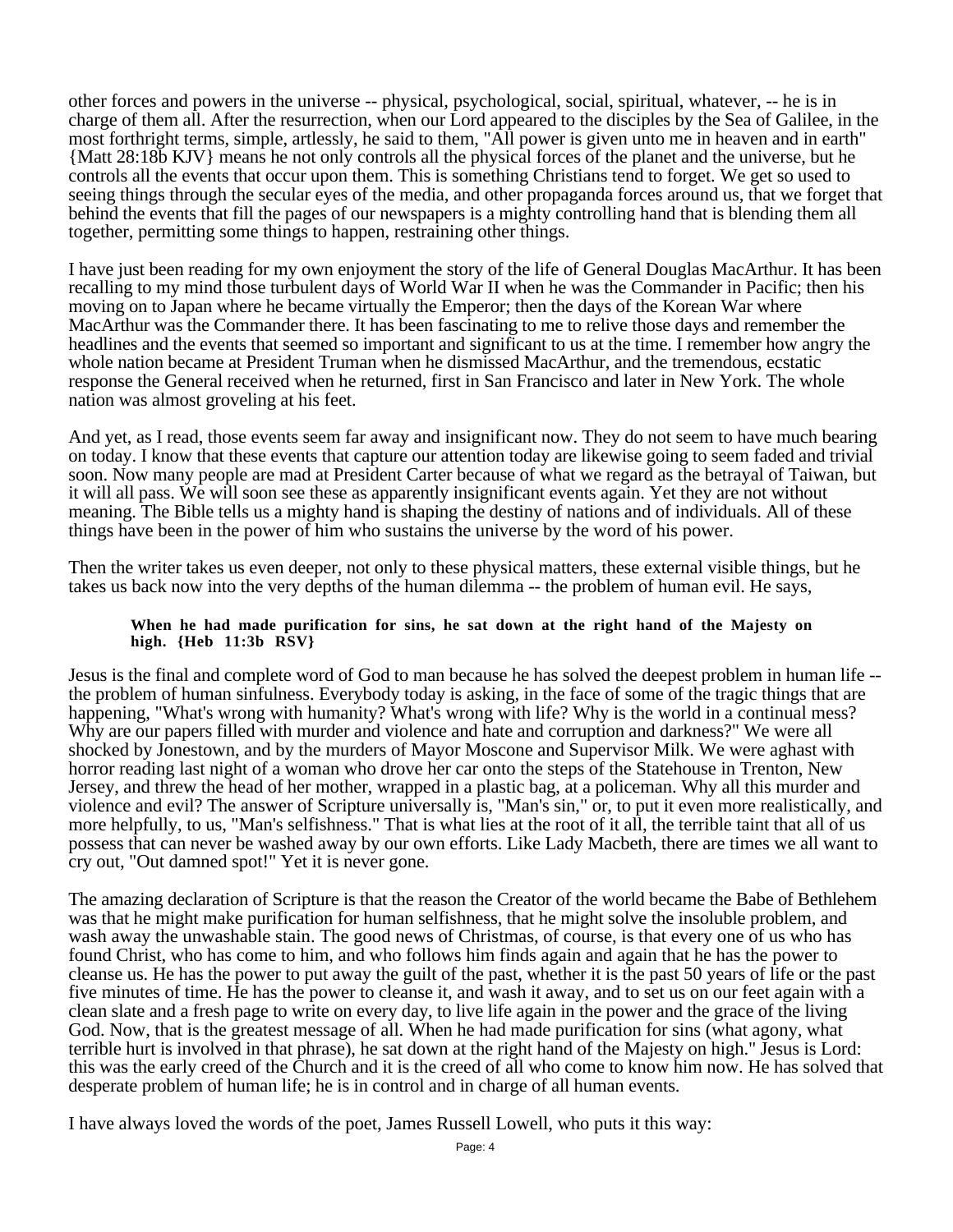other forces and powers in the universe -- physical, psychological, social, spiritual, whatever, -- he is in charge of them all. After the resurrection, when our Lord appeared to the disciples by the Sea of Galilee, in the most forthright terms, simple, artlessly, he said to them, "All power is given unto me in heaven and in earth" {Matt 28:18b KJV} means he not only controls all the physical forces of the planet and the universe, but he controls all the events that occur upon them. This is something Christians tend to forget. We get so used to seeing things through the secular eyes of the media, and other propaganda forces around us, that we forget that behind the events that fill the pages of our newspapers is a mighty controlling hand that is blending them all together, permitting some things to happen, restraining other things.

I have just been reading for my own enjoyment the story of the life of General Douglas MacArthur. It has been recalling to my mind those turbulent days of World War II when he was the Commander in Pacific; then his moving on to Japan where he became virtually the Emperor; then the days of the Korean War where MacArthur was the Commander there. It has been fascinating to me to relive those days and remember the headlines and the events that seemed so important and significant to us at the time. I remember how angry the whole nation became at President Truman when he dismissed MacArthur, and the tremendous, ecstatic response the General received when he returned, first in San Francisco and later in New York. The whole nation was almost groveling at his feet.

And yet, as I read, those events seem far away and insignificant now. They do not seem to have much bearing on today. I know that these events that capture our attention today are likewise going to seem faded and trivial soon. Now many people are mad at President Carter because of what we regard as the betrayal of Taiwan, but it will all pass. We will soon see these as apparently insignificant events again. Yet they are not without meaning. The Bible tells us a mighty hand is shaping the destiny of nations and of individuals. All of these things have been in the power of him who sustains the universe by the word of his power.

Then the writer takes us even deeper, not only to these physical matters, these external visible things, but he takes us back now into the very depths of the human dilemma -- the problem of human evil. He says,

> **When he had made purification for sins, he sat down at the right hand of the Majesty on high. {Heb 11:3b RSV}**

Jesus is the final and complete word of God to man because he has solved the deepest problem in human life -- the problem of human sinfulness. Everybody today is asking, in the face of some of the tragic things that are happening, "What's wrong with humanity? What's wrong with life? Why is the world in a continual mess? Why are our papers filled with murder and violence and hate and corruption and darkness?" We were all shocked by Jonestown, and by the murders of Mayor Moscone and Supervisor Milk. We were aghast with horror reading last night of a woman who drove her car onto the steps of the Statehouse in Trenton, New Jersey, and threw the head of her mother, wrapped in a plastic bag, at a policeman. Why all this murder and violence and evil? The answer of Scripture universally is, "Man's sin," or, to put it even more realistically, and more helpfully, to us, "Man's selfishness." That is what lies at the root of it all, the terrible taint that all of us possess that can never be washed away by our own efforts. Like Lady Macbeth, there are times we all want to cry out, "Out damned spot!" Yet it is never gone.

The amazing declaration of Scripture is that the reason the Creator of the world became the Babe of Bethlehem was that he might make purification for human selfishness, that he might solve the insoluble problem, and wash away the unwashable stain. The good news of Christmas, of course, is that every one of us who has found Christ, who has come to him, and who follows him finds again and again that he has the power to cleanse us. He has the power to put away the guilt of the past, whether it is the past 50 years of life or the past five minutes of time. He has the power to cleanse it, and wash it away, and to set us on our feet again with a clean slate and a fresh page to write on every day, to live life again in the power and the grace of the living God. Now, that is the greatest message of all. When he had made purification for sins (what agony, what terrible hurt is involved in that phrase), he sat down at the right hand of the Majesty on high." Jesus is Lord: this was the early creed of the Church and it is the creed of all who come to know him now. He has solved that desperate problem of human life; he is in control and in charge of all human events.

I have always loved the words of the poet, James Russell Lowell, who puts it this way: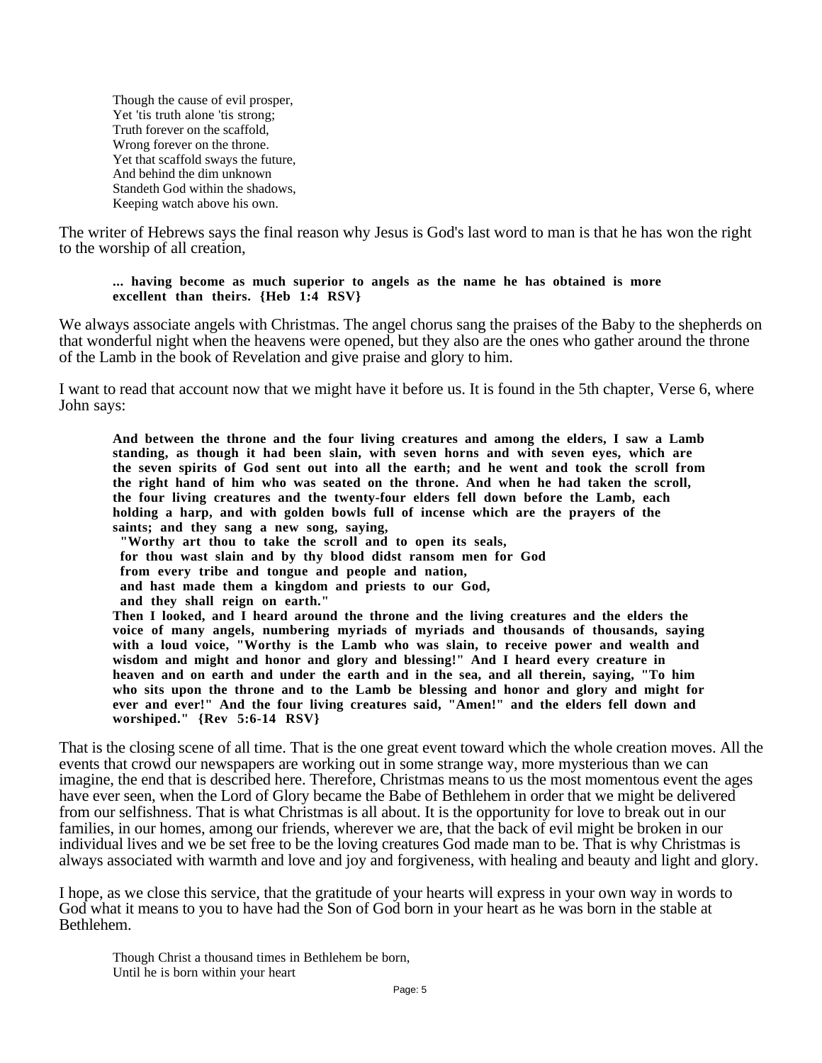Though the cause of evil prosper,
Yet 'tis truth alone 'tis strong;
Truth forever on the scaffold,
Wrong forever on the throne.
Yet that scaffold sways the future,
And behind the dim unknown
Standeth God within the shadows,
Keeping watch above his own.

The writer of Hebrews says the final reason why Jesus is God's last word to man is that he has won the right to the worship of all creation,

> **... having become as much superior to angels as the name he has obtained is more excellent than theirs. {Heb 1:4 RSV}**

We always associate angels with Christmas. The angel chorus sang the praises of the Baby to the shepherds on that wonderful night when the heavens were opened, but they also are the ones who gather around the throne of the Lamb in the book of Revelation and give praise and glory to him.

I want to read that account now that we might have it before us. It is found in the 5th chapter, Verse 6, where John says:

> **And between the throne and the four living creatures and among the elders, I saw a Lamb standing, as though it had been slain, with seven horns and with seven eyes, which are the seven spirits of God sent out into all the earth; and he went and took the scroll from the right hand of him who was seated on the throne. And when he had taken the scroll, the four living creatures and the twenty-four elders fell down before the Lamb, each holding a harp, and with golden bowls full of incense which are the prayers of the saints; and they sang a new song, saying,**
> **"Worthy art thou to take the scroll and to open its seals,**
> **for thou wast slain and by thy blood didst ransom men for God**
> **from every tribe and tongue and people and nation,**
> **and hast made them a kingdom and priests to our God,**
> **and they shall reign on earth."**
> **Then I looked, and I heard around the throne and the living creatures and the elders the voice of many angels, numbering myriads of myriads and thousands of thousands, saying with a loud voice, "Worthy is the Lamb who was slain, to receive power and wealth and wisdom and might and honor and glory and blessing!" And I heard every creature in heaven and on earth and under the earth and in the sea, and all therein, saying, "To him who sits upon the throne and to the Lamb be blessing and honor and glory and might for ever and ever!" And the four living creatures said, "Amen!" and the elders fell down and worshiped." {Rev 5:6-14 RSV}**

That is the closing scene of all time. That is the one great event toward which the whole creation moves. All the events that crowd our newspapers are working out in some strange way, more mysterious than we can imagine, the end that is described here. Therefore, Christmas means to us the most momentous event the ages have ever seen, when the Lord of Glory became the Babe of Bethlehem in order that we might be delivered from our selfishness. That is what Christmas is all about. It is the opportunity for love to break out in our families, in our homes, among our friends, wherever we are, that the back of evil might be broken in our individual lives and we be set free to be the loving creatures God made man to be. That is why Christmas is always associated with warmth and love and joy and forgiveness, with healing and beauty and light and glory.

I hope, as we close this service, that the gratitude of your hearts will express in your own way in words to God what it means to you to have had the Son of God born in your heart as he was born in the stable at Bethlehem.

Though Christ a thousand times in Bethlehem be born,
Until he is born within your heart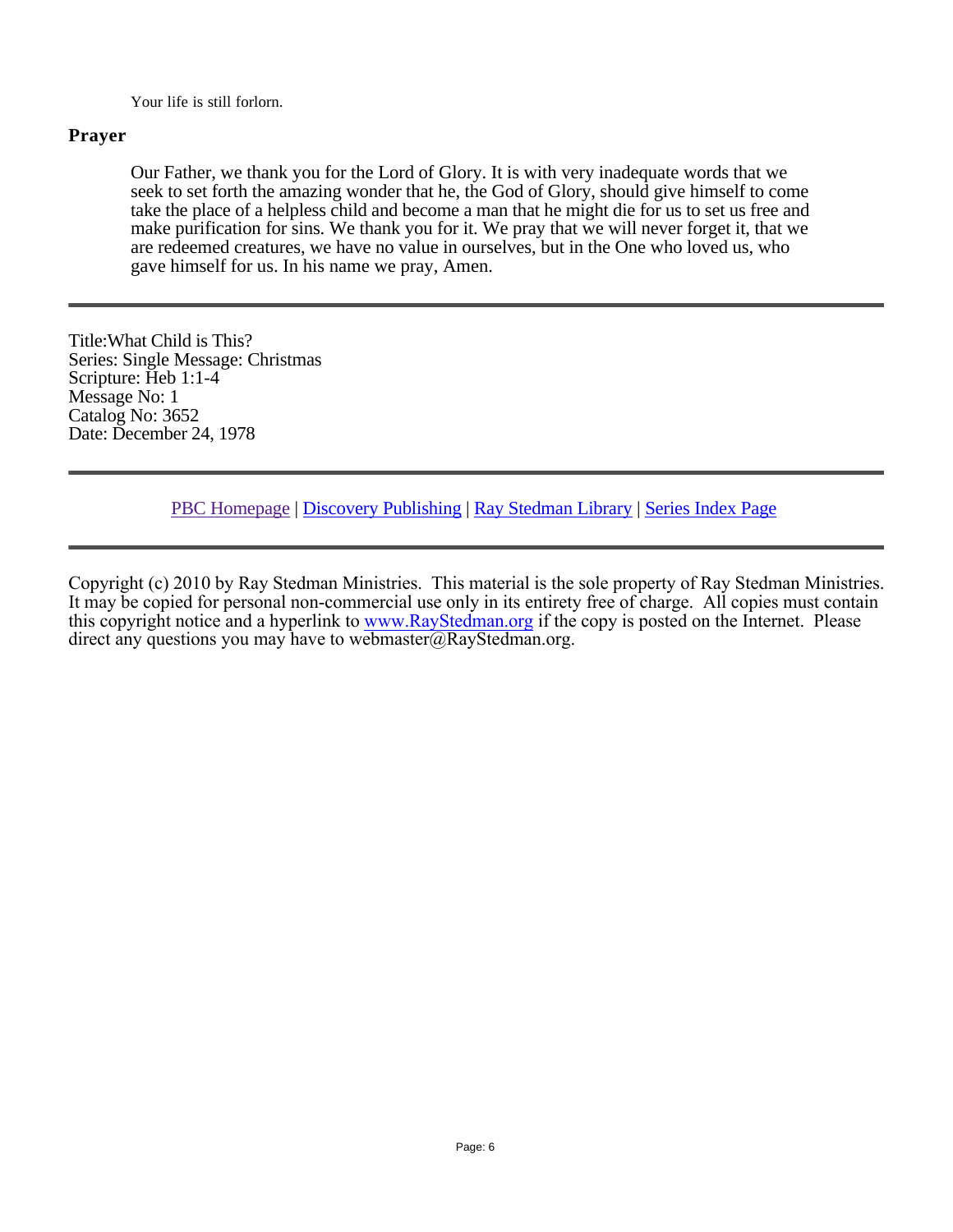Your life is still forlorn.

### Prayer

Our Father, we thank you for the Lord of Glory. It is with very inadequate words that we seek to set forth the amazing wonder that he, the God of Glory, should give himself to come take the place of a helpless child and become a man that he might die for us to set us free and make purification for sins. We thank you for it. We pray that we will never forget it, that we are redeemed creatures, we have no value in ourselves, but in the One who loved us, who gave himself for us. In his name we pray, Amen.

---

Title:What Child is This?
Series: Single Message: Christmas
Scripture: Heb 1:1-4
Message No: 1
Catalog No: 3652
Date: December 24, 1978

---

PBC Homepage | Discovery Publishing | Ray Stedman Library | Series Index Page

---

Copyright (c) 2010 by Ray Stedman Ministries. This material is the sole property of Ray Stedman Ministries. It may be copied for personal non-commercial use only in its entirety free of charge. All copies must contain this copyright notice and a hyperlink to www.RayStedman.org if the copy is posted on the Internet. Please direct any questions you may have to webmaster@RayStedman.org.